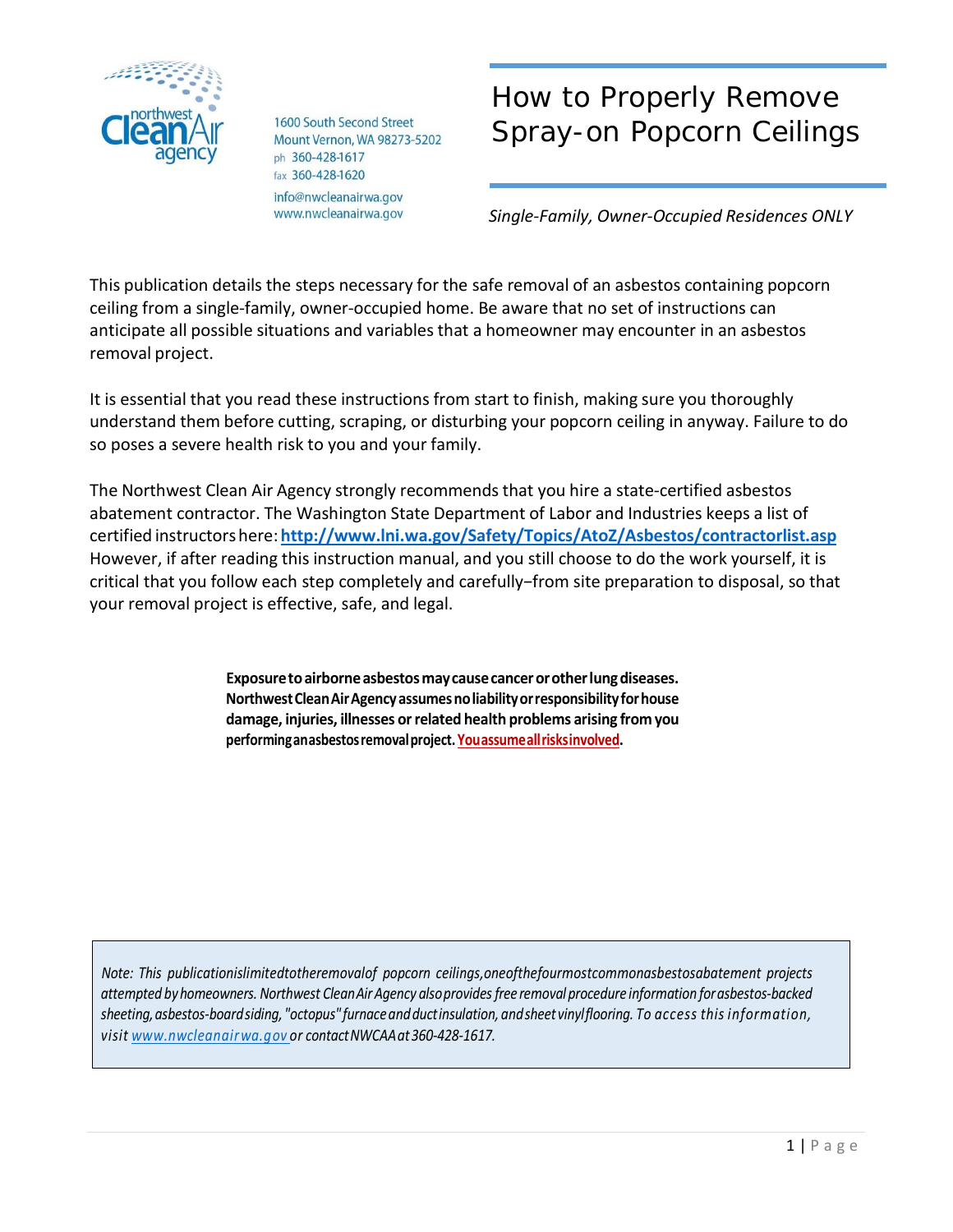northwest Clean Air agency

1600 South Second Street
Mount Vernon, WA 98273-5202
ph 360-428-1617
fax 360-428-1620
info@nwcleanairwa.gov
www.nwcleanairwa.gov

# How to Properly Remove Spray-on Popcorn Ceilings

*Single-Family, Owner-Occupied Residences ONLY*

This publication details the steps necessary for the safe removal of an asbestos containing popcorn ceiling from a single-family, owner-occupied home. Be aware that no set of instructions can anticipate all possible situations and variables that a homeowner may encounter in an asbestos removal project.

It is essential that you read these instructions from start to finish, making sure you thoroughly understand them before cutting, scraping, or disturbing your popcorn ceiling in anyway. Failure to do so poses a severe health risk to you and your family.

The Northwest Clean Air Agency strongly recommends that you hire a state-certified asbestos abatement contractor. The Washington State Department of Labor and Industries keeps a list of certified instructors here: **http://www.lni.wa.gov/Safety/Topics/AtoZ/Asbestos/contractorlist.asp** However, if after reading this instruction manual, and you still choose to do the work yourself, it is critical that you follow each step completely and carefully–from site preparation to disposal, so that your removal project is effective, safe, and legal.

**Exposure to airborne asbestos may cause cancer or other lung diseases. Northwest Clean Air Agency assumes no liability or responsibility for house damage, injuries, illnesses or related health problems arising from you performing an asbestos removal project. You assume all risks involved.**

*Note: This publication is limited to the removal of popcorn ceilings, one of the four most common asbestos abatement projects attempted by homeowners. Northwest Clean Air Agency also provides free removal procedure information for asbestos-backed sheeting, asbestos-board siding, "octopus" furnace and duct insulation, and sheet vinyl flooring. To access this information, visit www.nwcleanairwa.gov or contact NWCAA at 360-428-1617.*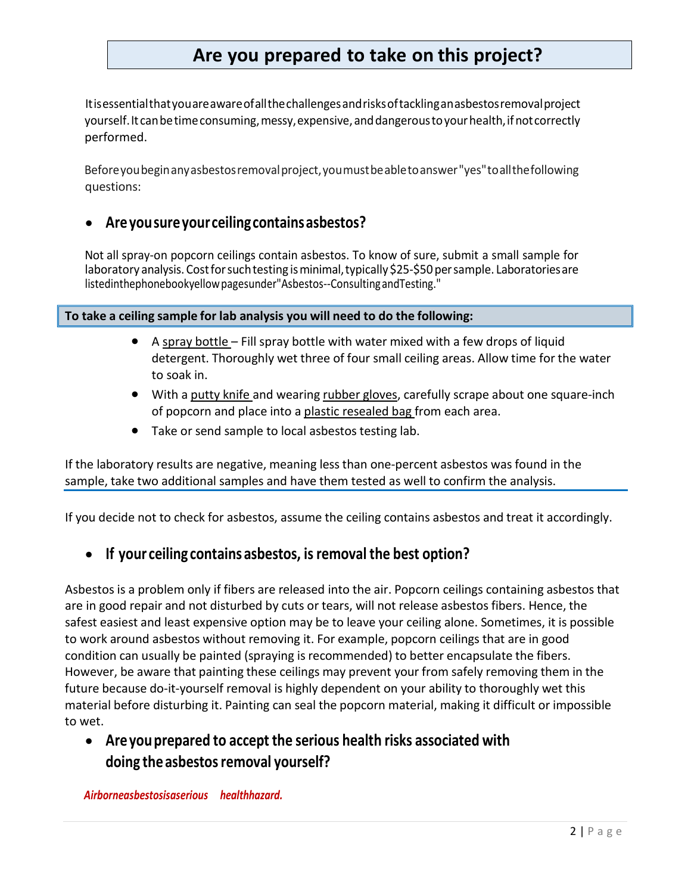# Are you prepared to take on this project?

It is essential that you are aware of all the challenges and risks of tackling an asbestos removal project yourself. It can be time consuming, messy, expensive, and dangerous to your health, if not correctly performed.

Before you begin any asbestos removal project, you must be able to answer "yes" to all the following questions:

- **Are you sure your ceiling contains asbestos?**

Not all spray-on popcorn ceilings contain asbestos. To know of sure, submit a small sample for laboratory analysis. Cost for such testing is minimal, typically $25-$50 per sample. Laboratories are listed in the phone book yellow pages under "Asbestos--Consulting and Testing."

**To take a ceiling sample for lab analysis you will need to do the following:**

- A spray bottle – Fill spray bottle with water mixed with a few drops of liquid detergent. Thoroughly wet three of four small ceiling areas. Allow time for the water to soak in.
- With a putty knife and wearing rubber gloves, carefully scrape about one square-inch of popcorn and place into a plastic resealed bag from each area.
- Take or send sample to local asbestos testing lab.

If the laboratory results are negative, meaning less than one-percent asbestos was found in the sample, take two additional samples and have them tested as well to confirm the analysis.

If you decide not to check for asbestos, assume the ceiling contains asbestos and treat it accordingly.

- **If your ceiling contains asbestos, is removal the best option?**

Asbestos is a problem only if fibers are released into the air. Popcorn ceilings containing asbestos that are in good repair and not disturbed by cuts or tears, will not release asbestos fibers. Hence, the safest easiest and least expensive option may be to leave your ceiling alone. Sometimes, it is possible to work around asbestos without removing it. For example, popcorn ceilings that are in good condition can usually be painted (spraying is recommended) to better encapsulate the fibers. However, be aware that painting these ceilings may prevent your from safely removing them in the future because do-it-yourself removal is highly dependent on your ability to thoroughly wet this material before disturbing it. Painting can seal the popcorn material, making it difficult or impossible to wet.

- **Are you prepared to accept the serious health risks associated with doing the asbestos removal yourself?**

***Airborne asbestos is a serious health hazard.***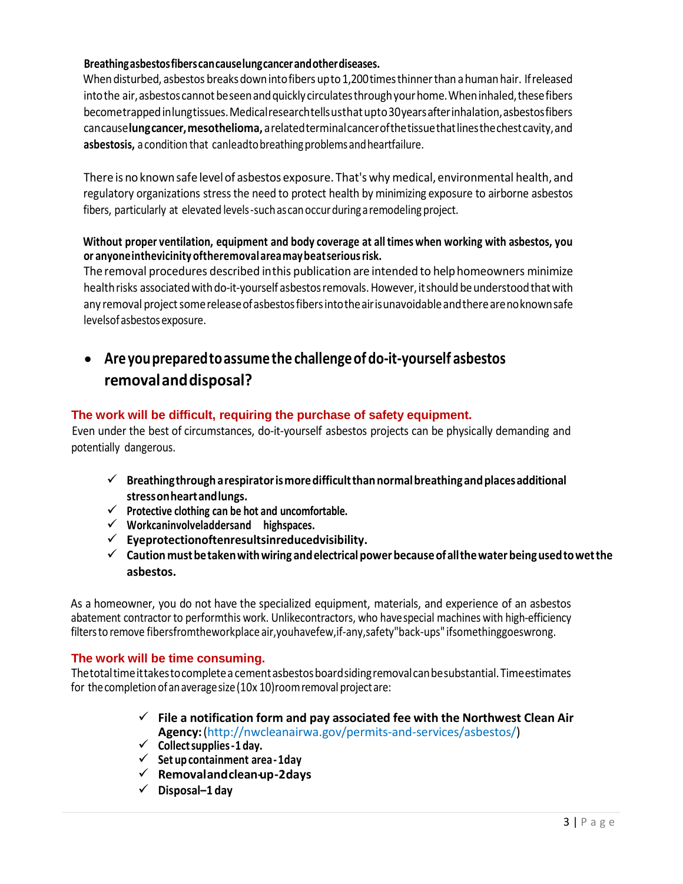**Breathing asbestos fibers can cause lung cancer and other diseases.**

When disturbed, asbestos breaks down into fibers up to 1,200 times thinner than a human hair. If released into the air, asbestos cannot be seen and quickly circulates through your home. When inhaled, these fibers become trapped in lung tissues. Medical research tells us that up to 30 years after inhalation, asbestos fibers can cause **lung cancer, mesothelioma,** a related terminal cancer of the tissue that lines the chest cavity, and **asbestosis,** a condition that can lead to breathing problems and heart failure.

There is no known safe level of asbestos exposure. That's why medical, environmental health, and regulatory organizations stress the need to protect health by minimizing exposure to airborne asbestos fibers, particularly at elevated levels - such as can occur during a remodeling project.

**Without proper ventilation, equipment and body coverage at all times when working with asbestos, you or anyone in the vicinity of the removal area may be at serious risk.**

The removal procedures described in this publication are intended to help homeowners minimize health risks associated with do-it-yourself asbestos removals. However, it should be understood that with any removal project some release of asbestos fibers into the air is unavoidable and there are no known safe levels of asbestos exposure.

- ## Are you prepared to assume the challenge of do-it-yourself asbestos removal and disposal?

### The work will be difficult, requiring the purchase of safety equipment.

Even under the best of circumstances, do-it-yourself asbestos projects can be physically demanding and potentially dangerous.

- ✓ **Breathing through a respirator is more difficult than normal breathing and places additional stress on heart and lungs.**
- ✓ **Protective clothing can be hot and uncomfortable.**
- ✓ **Work can involve ladders and high spaces.**
- ✓ **Eye protection often results in reduced visibility.**
- ✓ **Caution must be taken with wiring and electrical power because of all the water being used to wet the asbestos.**

As a homeowner, you do not have the specialized equipment, materials, and experience of an asbestos abatement contractor to perform this work. Unlike contractors, who have special machines with high-efficiency filters to remove fibers from the workplace air, you have few, if-any, safety "back-ups" if something goes wrong.

### The work will be time consuming.

The total time it takes to complete a cement asbestos board siding removal can be substantial. Time estimates for the completion of an average size (10x 10) room removal project are:

- ✓ **File a notification form and pay associated fee with the Northwest Clean Air Agency:** (http://nwcleanairwa.gov/permits-and-services/asbestos/)
- ✓ **Collect supplies - 1 day.**
- ✓ **Set up containment area - 1 day**
- ✓ **Removal and clean-up - 2 days**
- ✓ **Disposal – 1 day**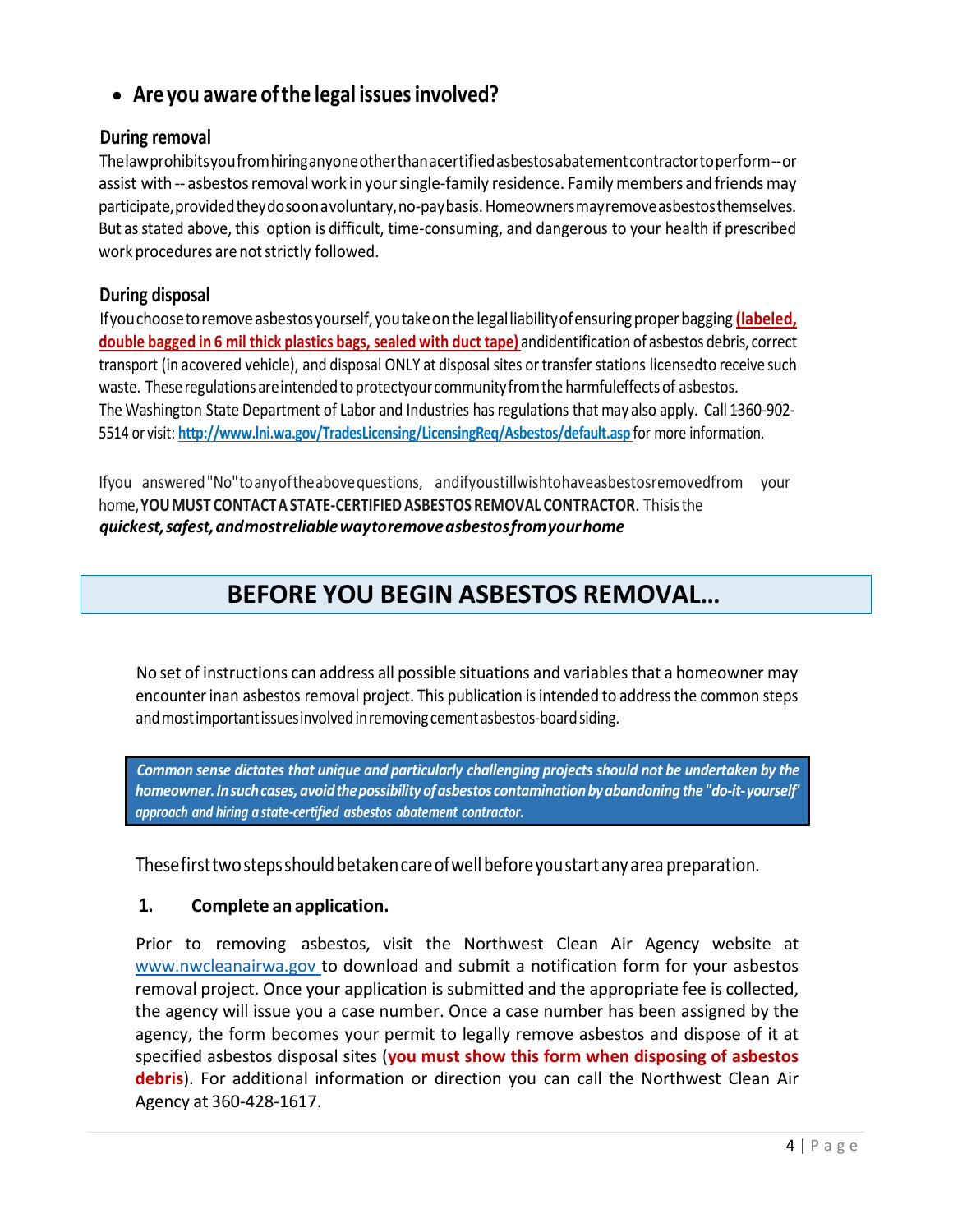- **Are you aware of the legal issues involved?**

### During removal

The law prohibits you from hiring anyone other than a certified asbestos abatement contractor to perform -- or assist with -- asbestos removal work in your single-family residence. Family members and friends may participate, provided they do so on a voluntary, no-pay basis. Homeowners may remove asbestos themselves. But as stated above, this option is difficult, time-consuming, and dangerous to your health if prescribed work procedures are not strictly followed.

### During disposal

If you choose to remove asbestos yourself, you take on the legal liability of ensuring proper bagging **(labeled, double bagged in 6 mil thick plastics bags, sealed with duct tape)** and identification of asbestos debris, correct transport (in a covered vehicle), and disposal ONLY at disposal sites or transfer stations licensed to receive such waste. These regulations are intended to protect your community from the harmful effects of asbestos.
The Washington State Department of Labor and Industries has regulations that may also apply. Call 1-360-902-5514 or visit: **http://www.lni.wa.gov/TradesLicensing/LicensingReq/Asbestos/default.asp** for more information.

If you answered "No" to any of the above questions, and if you still wish to have asbestos removed from your home, **YOU MUST CONTACT A STATE-CERTIFIED ASBESTOS REMOVAL CONTRACTOR**. This is the ***quickest, safest, and most reliable way to remove asbestos from your home***

## BEFORE YOU BEGIN ASBESTOS REMOVAL…

No set of instructions can address all possible situations and variables that a homeowner may encounter in an asbestos removal project. This publication is intended to address the common steps and most important issues involved in removing cement asbestos-board siding.

> ***Common sense dictates that unique and particularly challenging projects should not be undertaken by the homeowner. In such cases, avoid the possibility of asbestos contamination by abandoning the "do-it-yourself" approach and hiring a state-certified asbestos abatement contractor.***

These first two steps should be taken care of well before you start any area preparation.

### 1. Complete an application.

Prior to removing asbestos, visit the Northwest Clean Air Agency website at www.nwcleanairwa.gov to download and submit a notification form for your asbestos removal project. Once your application is submitted and the appropriate fee is collected, the agency will issue you a case number. Once a case number has been assigned by the agency, the form becomes your permit to legally remove asbestos and dispose of it at specified asbestos disposal sites (**you must show this form when disposing of asbestos debris**). For additional information or direction you can call the Northwest Clean Air Agency at 360-428-1617.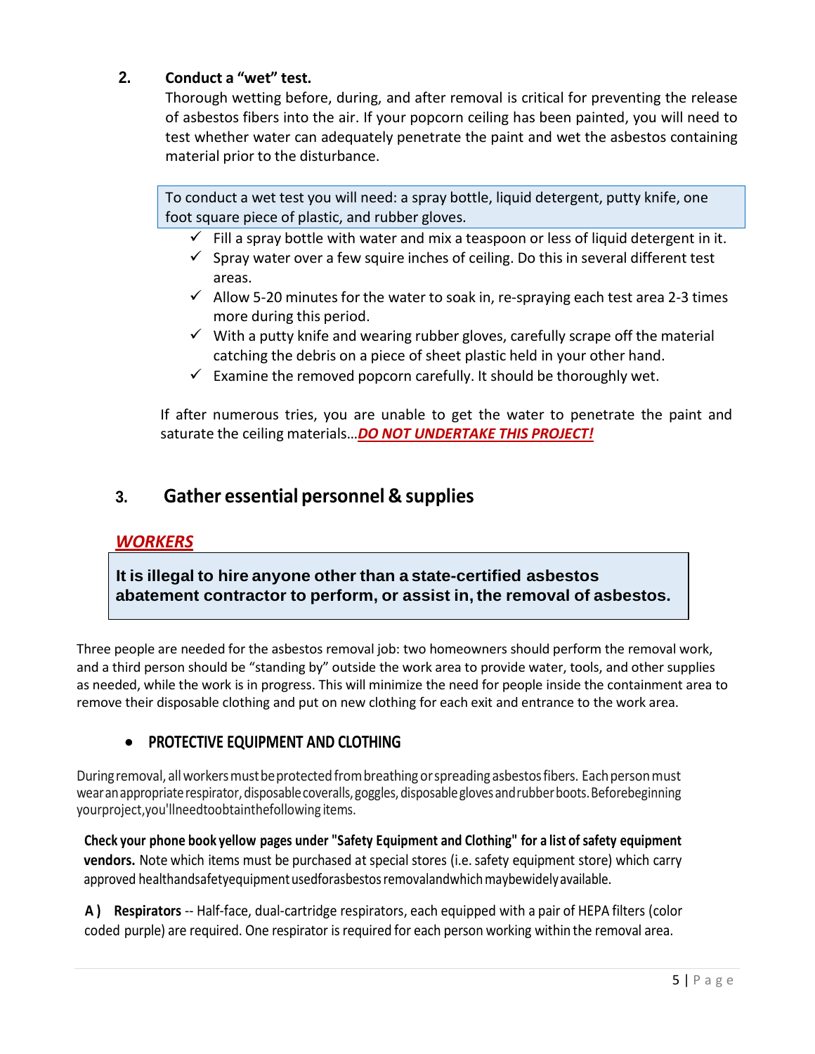## 2. Conduct a "wet" test.

Thorough wetting before, during, and after removal is critical for preventing the release of asbestos fibers into the air. If your popcorn ceiling has been painted, you will need to test whether water can adequately penetrate the paint and wet the asbestos containing material prior to the disturbance.

To conduct a wet test you will need: a spray bottle, liquid detergent, putty knife, one foot square piece of plastic, and rubber gloves.

- ✓ Fill a spray bottle with water and mix a teaspoon or less of liquid detergent in it.
- ✓ Spray water over a few squire inches of ceiling. Do this in several different test areas.
- ✓ Allow 5-20 minutes for the water to soak in, re-spraying each test area 2-3 times more during this period.
- ✓ With a putty knife and wearing rubber gloves, carefully scrape off the material catching the debris on a piece of sheet plastic held in your other hand.
- ✓ Examine the removed popcorn carefully. It should be thoroughly wet.

If after numerous tries, you are unable to get the water to penetrate the paint and saturate the ceiling materials…***DO NOT UNDERTAKE THIS PROJECT!***

## 3. Gather essential personnel & supplies

### ***WORKERS***

**It is illegal to hire anyone other than a state-certified asbestos abatement contractor to perform, or assist in, the removal of asbestos.**

Three people are needed for the asbestos removal job: two homeowners should perform the removal work, and a third person should be "standing by" outside the work area to provide water, tools, and other supplies as needed, while the work is in progress. This will minimize the need for people inside the containment area to remove their disposable clothing and put on new clothing for each exit and entrance to the work area.

- **PROTECTIVE EQUIPMENT AND CLOTHING**

During removal, all workers must be protected from breathing or spreading asbestos fibers. Each person must wear an appropriate respirator, disposable coveralls, goggles, disposable gloves and rubber boots. Before beginning your project, you'll need to obtain the following items.

**Check your phone book yellow pages under "Safety Equipment and Clothing" for a list of safety equipment vendors.** Note which items must be purchased at special stores (i.e. safety equipment store) which carry approved health and safety equipment used for asbestos removal and which may be widely available.

**A) Respirators** -- Half-face, dual-cartridge respirators, each equipped with a pair of HEPA filters (color coded purple) are required. One respirator is required for each person working within the removal area.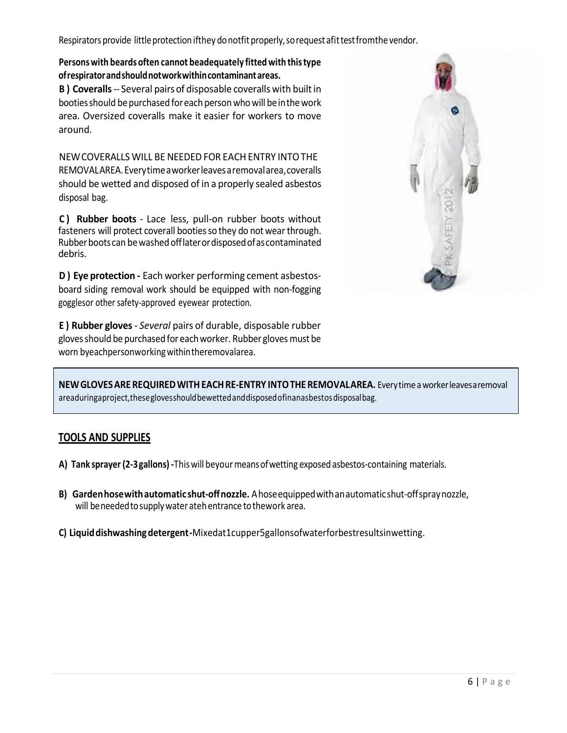Respirators provide little protection if they do not fit properly, so request a fit test from the vendor.

**Persons with beards often cannot be adequately fitted with this type of respirator and should not work within contaminant areas.**

**B ) Coveralls** -- Several pairs of disposable coveralls with built in booties should be purchased for each person who will be in the work area. Oversized coveralls make it easier for workers to move around.

NEW COVERALLS WILL BE NEEDED FOR EACH ENTRY INTO THE REMOVAL AREA. Every time a worker leaves a removal area, coveralls should be wetted and disposed of in a properly sealed asbestos disposal bag.

**C ) Rubber boots** - Lace less, pull-on rubber boots without fasteners will protect coverall booties so they do not wear through. Rubber boots can be washed off later or disposed of as contaminated debris.

**D ) Eye protection -** Each worker performing cement asbestos-board siding removal work should be equipped with non-fogging goggles or other safety-approved eyewear protection.

**E ) Rubber gloves** - *Several* pairs of durable, disposable rubber gloves should be purchased for each worker. Rubber gloves must be worn by each person working within the removal area.

**NEW GLOVES ARE REQUIRED WITH EACH RE-ENTRY INTO THE REMOVAL AREA.** Every time a worker leaves a removal area during a project, these gloves should be wetted and disposed of in an asbestos disposal bag.

## TOOLS AND SUPPLIES

**A) Tank sprayer (2-3 gallons) -** This will be your means of wetting exposed asbestos-containing materials.

**B) Garden hose with automatic shut-off nozzle.** A hose equipped with an automatic shut-off spray nozzle, will be needed to supply water ateh entrance to the work area.

**C) Liquid dishwashing detergent -** Mixed at 1 cup per 5 gallons of water for best results in wetting.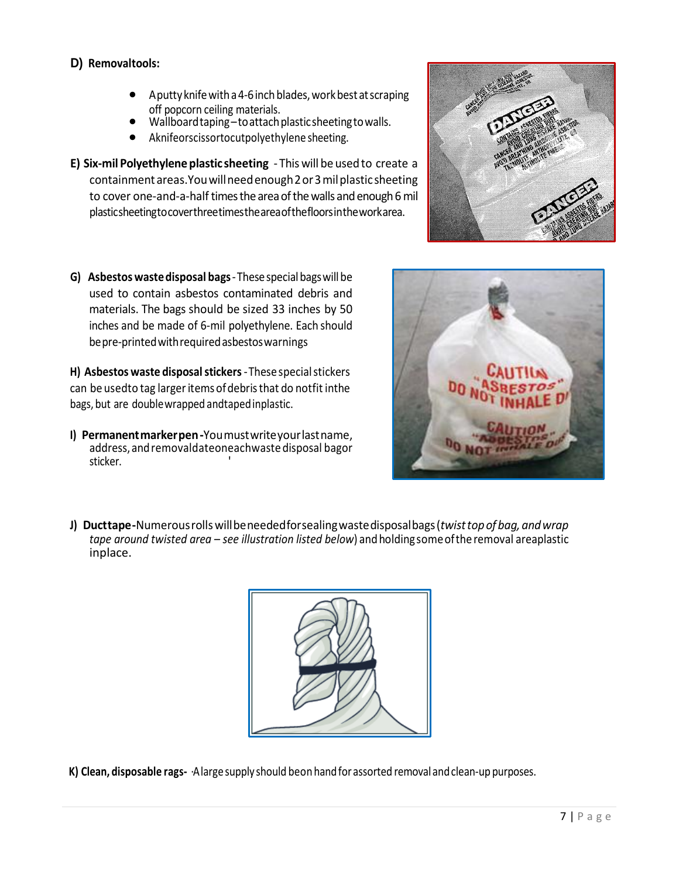**D) Removaltools:**

- A putty knife with a 4-6 inch blades, work best at scraping off popcorn ceiling materials.
- Wallboard taping – to attach plastic sheeting to walls.
- A knife or scissors to cut polyethylene sheeting.

**E) Six-mil Polyethylene plastic sheeting** - This will be used to create a containment areas. You will need enough 2 or 3 mil plastic sheeting to cover one-and-a-half times the area of the walls and enough 6 mil plastic sheeting to cover three times the area of the floors in the work area.

**G) Asbestos waste disposal bags** - These special bags will be used to contain asbestos contaminated debris and materials. The bags should be sized 33 inches by 50 inches and be made of 6-mil polyethylene. Each should be pre-printed with required asbestos warnings

**H) Asbestos waste disposal stickers** - These special stickers can be used to tag larger items of debris that do not fit in the bags, but are double wrapped and taped in plastic.

**I) Permanent marker pen -** You must write your last name, address, and removal date on each waste disposal bag or sticker.

**J) Duct tape -** Numerous rolls will be needed for sealing waste disposal bags (*twist top of bag, and wrap tape around twisted area – see illustration listed below*) and holding some of the removal area plastic in place.

**K) Clean, disposable rags-** A large supply should be on hand for assorted removal and clean-up purposes.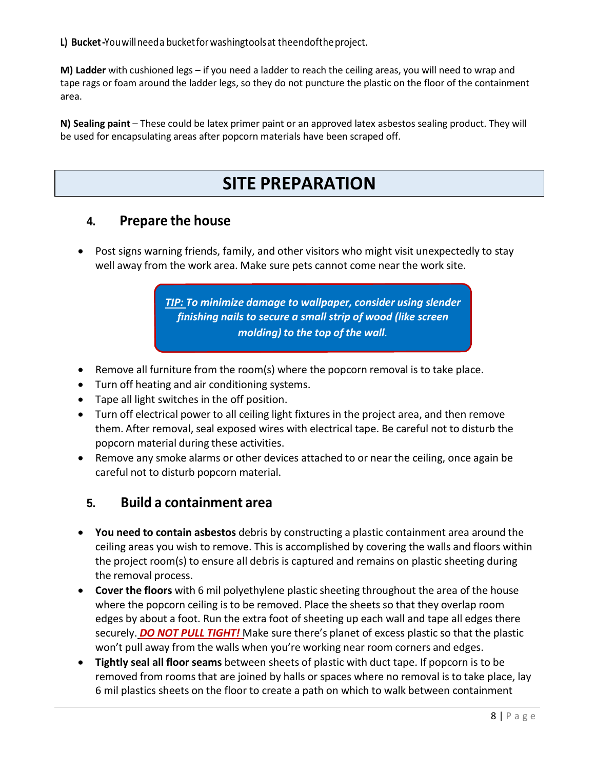**L) Bucket** - You will need a bucket for washing tools at the end of the project.

**M) Ladder** with cushioned legs – if you need a ladder to reach the ceiling areas, you will need to wrap and tape rags or foam around the ladder legs, so they do not puncture the plastic on the floor of the containment area.

**N) Sealing paint** – These could be latex primer paint or an approved latex asbestos sealing product. They will be used for encapsulating areas after popcorn materials have been scraped off.

# SITE PREPARATION

## 4. Prepare the house

- Post signs warning friends, family, and other visitors who might visit unexpectedly to stay well away from the work area. Make sure pets cannot come near the work site.

> ***TIP:*** ***To minimize damage to wallpaper, consider using slender finishing nails to secure a small strip of wood (like screen molding) to the top of the wall.***

- Remove all furniture from the room(s) where the popcorn removal is to take place.
- Turn off heating and air conditioning systems.
- Tape all light switches in the off position.
- Turn off electrical power to all ceiling light fixtures in the project area, and then remove them. After removal, seal exposed wires with electrical tape. Be careful not to disturb the popcorn material during these activities.
- Remove any smoke alarms or other devices attached to or near the ceiling, once again be careful not to disturb popcorn material.

## 5. Build a containment area

- **You need to contain asbestos** debris by constructing a plastic containment area around the ceiling areas you wish to remove. This is accomplished by covering the walls and floors within the project room(s) to ensure all debris is captured and remains on plastic sheeting during the removal process.
- **Cover the floors** with 6 mil polyethylene plastic sheeting throughout the area of the house where the popcorn ceiling is to be removed. Place the sheets so that they overlap room edges by about a foot. Run the extra foot of sheeting up each wall and tape all edges there securely. ***DO NOT PULL TIGHT!*** Make sure there's planet of excess plastic so that the plastic won't pull away from the walls when you're working near room corners and edges.
- **Tightly seal all floor seams** between sheets of plastic with duct tape. If popcorn is to be removed from rooms that are joined by halls or spaces where no removal is to take place, lay 6 mil plastics sheets on the floor to create a path on which to walk between containment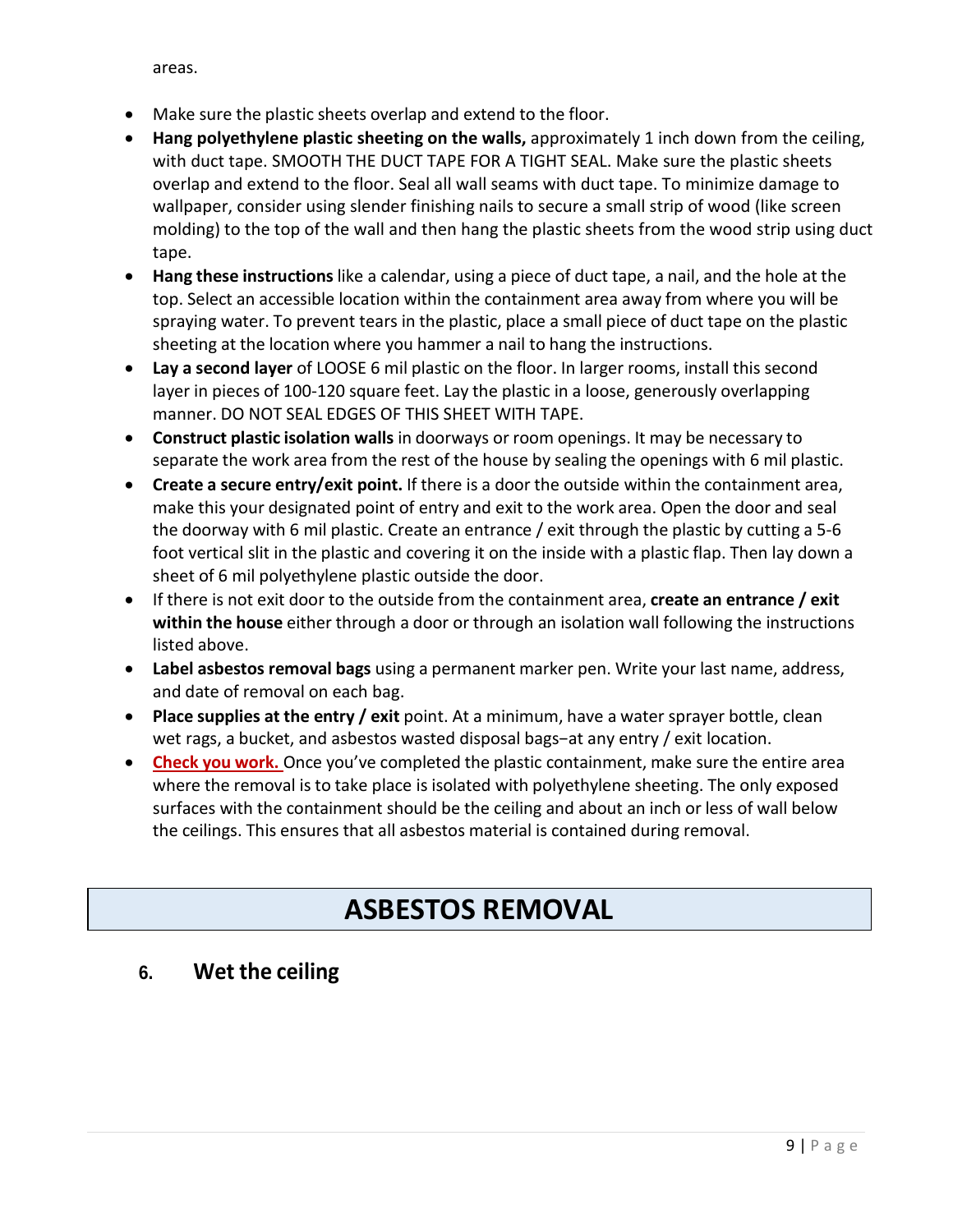areas.

- Make sure the plastic sheets overlap and extend to the floor.
- **Hang polyethylene plastic sheeting on the walls,** approximately 1 inch down from the ceiling, with duct tape. SMOOTH THE DUCT TAPE FOR A TIGHT SEAL. Make sure the plastic sheets overlap and extend to the floor. Seal all wall seams with duct tape. To minimize damage to wallpaper, consider using slender finishing nails to secure a small strip of wood (like screen molding) to the top of the wall and then hang the plastic sheets from the wood strip using duct tape.
- **Hang these instructions** like a calendar, using a piece of duct tape, a nail, and the hole at the top. Select an accessible location within the containment area away from where you will be spraying water. To prevent tears in the plastic, place a small piece of duct tape on the plastic sheeting at the location where you hammer a nail to hang the instructions.
- **Lay a second layer** of LOOSE 6 mil plastic on the floor. In larger rooms, install this second layer in pieces of 100-120 square feet. Lay the plastic in a loose, generously overlapping manner. DO NOT SEAL EDGES OF THIS SHEET WITH TAPE.
- **Construct plastic isolation walls** in doorways or room openings. It may be necessary to separate the work area from the rest of the house by sealing the openings with 6 mil plastic.
- **Create a secure entry/exit point.** If there is a door the outside within the containment area, make this your designated point of entry and exit to the work area. Open the door and seal the doorway with 6 mil plastic. Create an entrance / exit through the plastic by cutting a 5-6 foot vertical slit in the plastic and covering it on the inside with a plastic flap. Then lay down a sheet of 6 mil polyethylene plastic outside the door.
- If there is not exit door to the outside from the containment area, **create an entrance / exit within the house** either through a door or through an isolation wall following the instructions listed above.
- **Label asbestos removal bags** using a permanent marker pen. Write your last name, address, and date of removal on each bag.
- **Place supplies at the entry / exit** point. At a minimum, have a water sprayer bottle, clean wet rags, a bucket, and asbestos wasted disposal bags−at any entry / exit location.
- **Check you work.** Once you've completed the plastic containment, make sure the entire area where the removal is to take place is isolated with polyethylene sheeting. The only exposed surfaces with the containment should be the ceiling and about an inch or less of wall below the ceilings. This ensures that all asbestos material is contained during removal.

# ASBESTOS REMOVAL

## 6. Wet the ceiling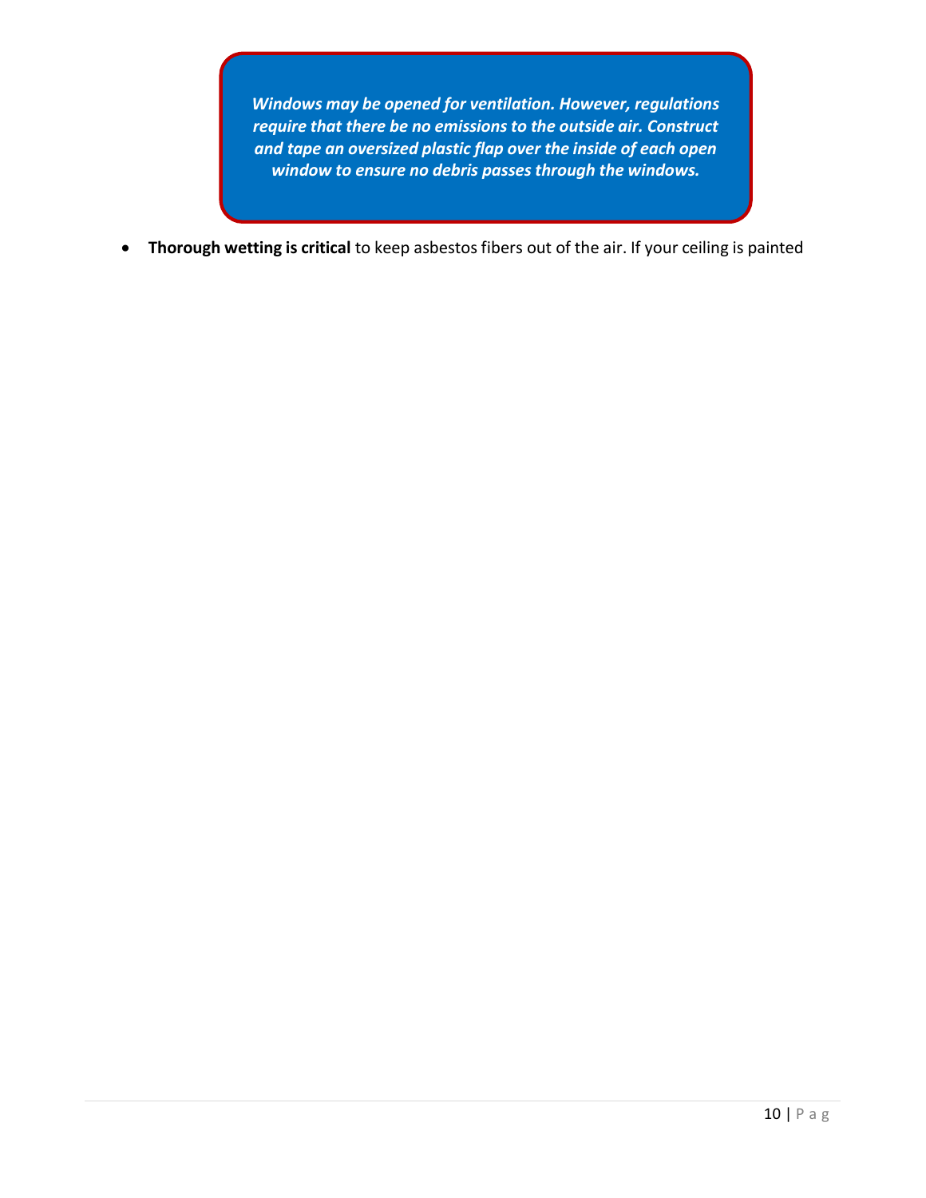***Windows may be opened for ventilation. However, regulations require that there be no emissions to the outside air. Construct and tape an oversized plastic flap over the inside of each open window to ensure no debris passes through the windows.***

- **Thorough wetting is critical** to keep asbestos fibers out of the air. If your ceiling is painted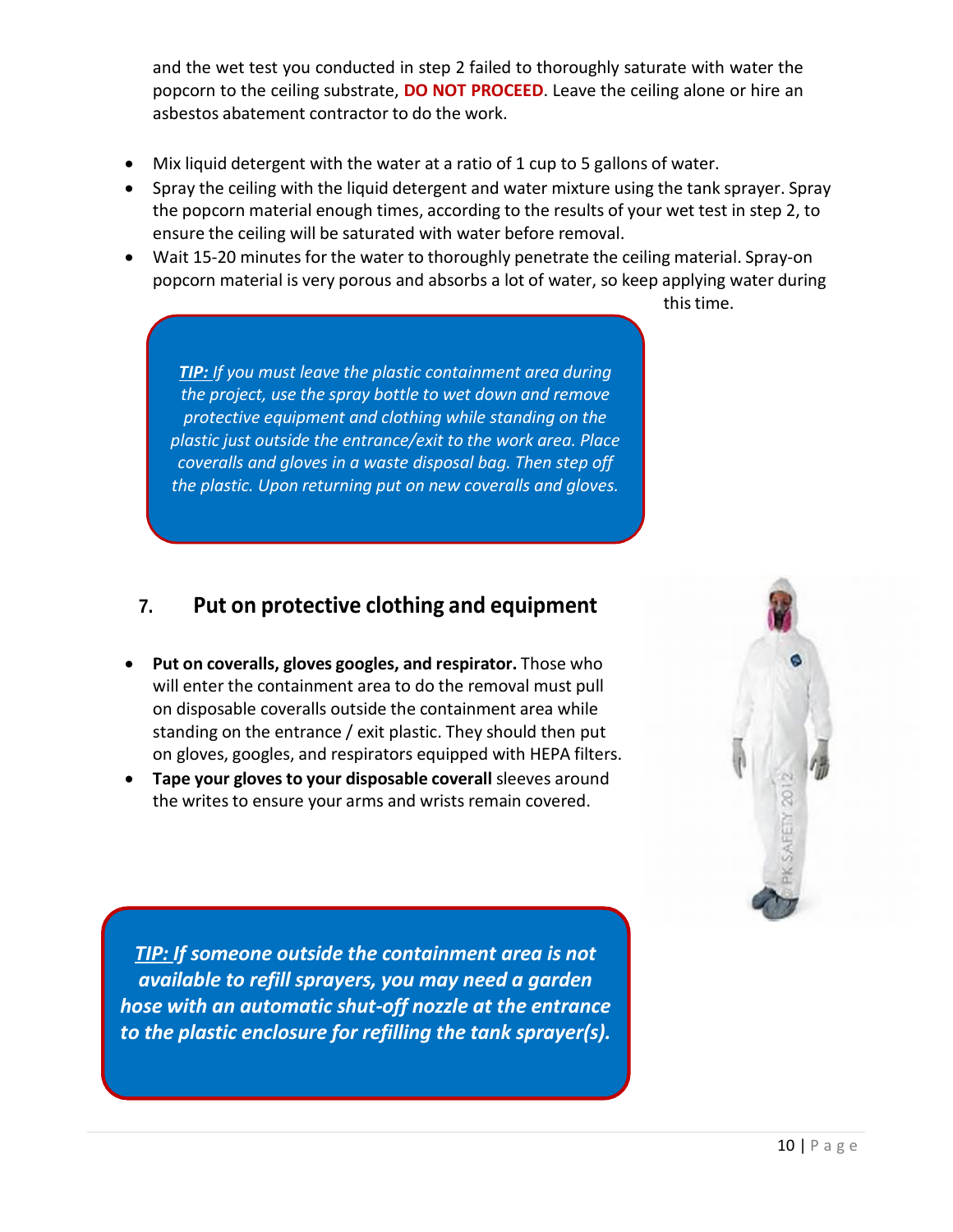and the wet test you conducted in step 2 failed to thoroughly saturate with water the popcorn to the ceiling substrate, **DO NOT PROCEED**. Leave the ceiling alone or hire an asbestos abatement contractor to do the work.

- Mix liquid detergent with the water at a ratio of 1 cup to 5 gallons of water.
- Spray the ceiling with the liquid detergent and water mixture using the tank sprayer. Spray the popcorn material enough times, according to the results of your wet test in step 2, to ensure the ceiling will be saturated with water before removal.
- Wait 15-20 minutes for the water to thoroughly penetrate the ceiling material. Spray-on popcorn material is very porous and absorbs a lot of water, so keep applying water during this time.

> ***TIP:*** *If you must leave the plastic containment area during the project, use the spray bottle to wet down and remove protective equipment and clothing while standing on the plastic just outside the entrance/exit to the work area. Place coveralls and gloves in a waste disposal bag. Then step off the plastic. Upon returning put on new coveralls and gloves.*

## 7. Put on protective clothing and equipment

- **Put on coveralls, gloves googles, and respirator.** Those who will enter the containment area to do the removal must pull on disposable coveralls outside the containment area while standing on the entrance / exit plastic. They should then put on gloves, googles, and respirators equipped with HEPA filters.
- **Tape your gloves to your disposable coverall** sleeves around the writes to ensure your arms and wrists remain covered.

> ***TIP: If someone outside the containment area is not available to refill sprayers, you may need a garden hose with an automatic shut-off nozzle at the entrance to the plastic enclosure for refilling the tank sprayer(s).***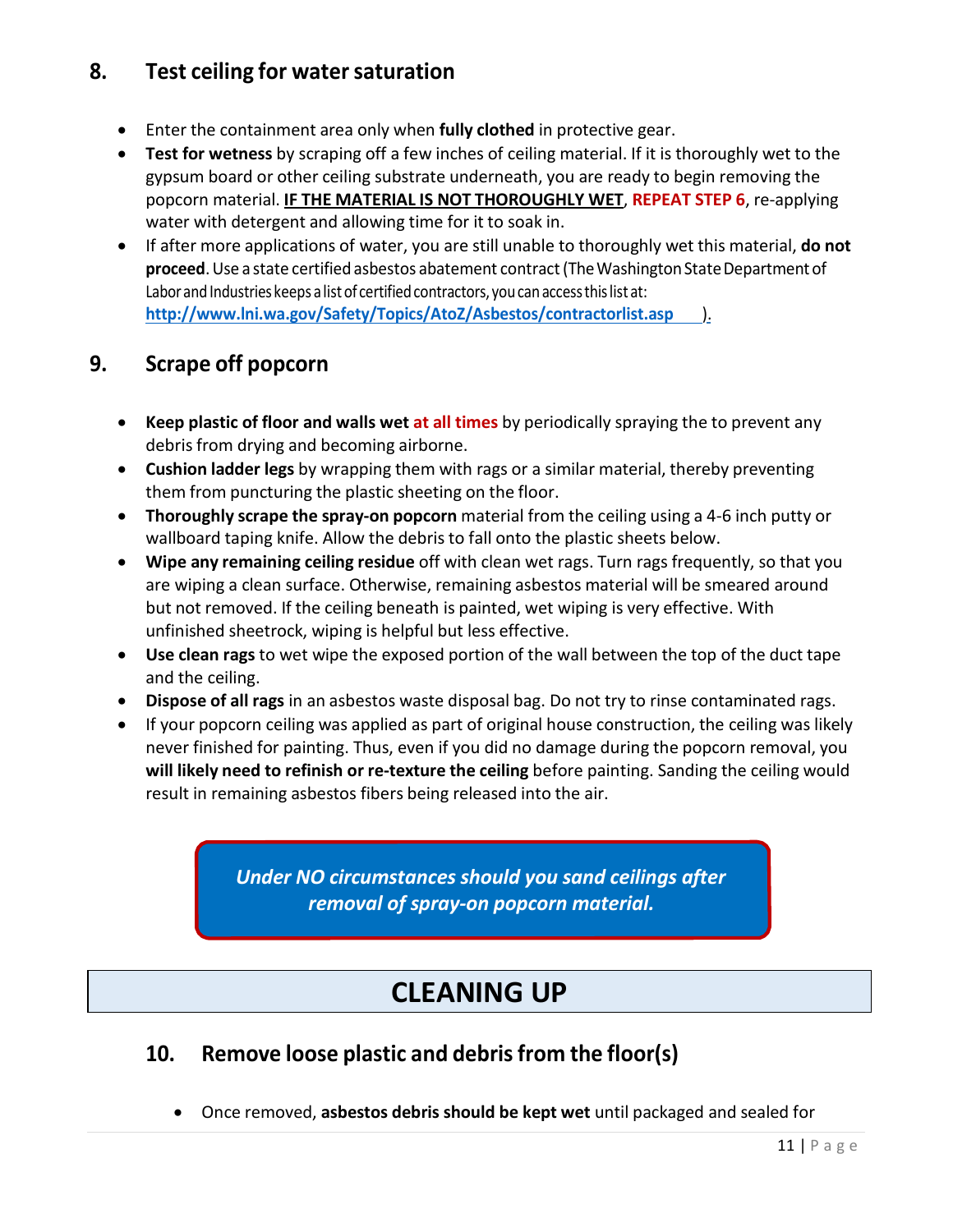## 8. Test ceiling for water saturation

- Enter the containment area only when **fully clothed** in protective gear.
- **Test for wetness** by scraping off a few inches of ceiling material. If it is thoroughly wet to the gypsum board or other ceiling substrate underneath, you are ready to begin removing the popcorn material. **IF THE MATERIAL IS NOT THOROUGHLY WET**, **REPEAT STEP 6**, re-applying water with detergent and allowing time for it to soak in.
- If after more applications of water, you are still unable to thoroughly wet this material, **do not proceed**. Use a state certified asbestos abatement contract (The Washington State Department of Labor and Industries keeps a list of certified contractors, you can access this list at: **http://www.lni.wa.gov/Safety/Topics/AtoZ/Asbestos/contractorlist.asp** ).

## 9. Scrape off popcorn

- **Keep plastic of floor and walls wet at all times** by periodically spraying the to prevent any debris from drying and becoming airborne.
- **Cushion ladder legs** by wrapping them with rags or a similar material, thereby preventing them from puncturing the plastic sheeting on the floor.
- **Thoroughly scrape the spray-on popcorn** material from the ceiling using a 4-6 inch putty or wallboard taping knife. Allow the debris to fall onto the plastic sheets below.
- **Wipe any remaining ceiling residue** off with clean wet rags. Turn rags frequently, so that you are wiping a clean surface. Otherwise, remaining asbestos material will be smeared around but not removed. If the ceiling beneath is painted, wet wiping is very effective. With unfinished sheetrock, wiping is helpful but less effective.
- **Use clean rags** to wet wipe the exposed portion of the wall between the top of the duct tape and the ceiling.
- **Dispose of all rags** in an asbestos waste disposal bag. Do not try to rinse contaminated rags.
- If your popcorn ceiling was applied as part of original house construction, the ceiling was likely never finished for painting. Thus, even if you did no damage during the popcorn removal, you **will likely need to refinish or re-texture the ceiling** before painting. Sanding the ceiling would result in remaining asbestos fibers being released into the air.

> ***Under NO circumstances should you sand ceilings after removal of spray-on popcorn material.***

# CLEANING UP

## 10. Remove loose plastic and debris from the floor(s)

- Once removed, **asbestos debris should be kept wet** until packaged and sealed for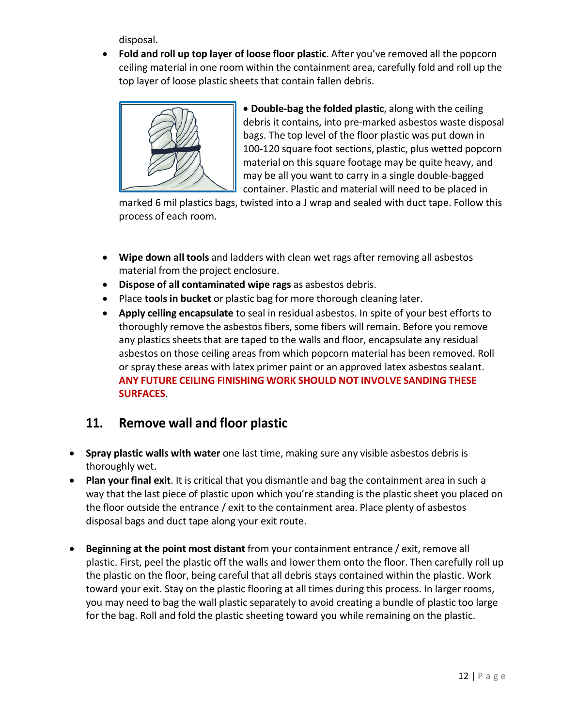disposal.

- **Fold and roll up top layer of loose floor plastic**. After you've removed all the popcorn ceiling material in one room within the containment area, carefully fold and roll up the top layer of loose plastic sheets that contain fallen debris.

- **Double-bag the folded plastic**, along with the ceiling debris it contains, into pre-marked asbestos waste disposal bags. The top level of the floor plastic was put down in 100-120 square foot sections, plastic, plus wetted popcorn material on this square footage may be quite heavy, and may be all you want to carry in a single double-bagged container. Plastic and material will need to be placed in marked 6 mil plastics bags, twisted into a J wrap and sealed with duct tape. Follow this process of each room.

- **Wipe down all tools** and ladders with clean wet rags after removing all asbestos material from the project enclosure.
- **Dispose of all contaminated wipe rags** as asbestos debris.
- Place **tools in bucket** or plastic bag for more thorough cleaning later.
- **Apply ceiling encapsulate** to seal in residual asbestos. In spite of your best efforts to thoroughly remove the asbestos fibers, some fibers will remain. Before you remove any plastics sheets that are taped to the walls and floor, encapsulate any residual asbestos on those ceiling areas from which popcorn material has been removed. Roll or spray these areas with latex primer paint or an approved latex asbestos sealant. **ANY FUTURE CEILING FINISHING WORK SHOULD NOT INVOLVE SANDING THESE SURFACES**.

## 11. Remove wall and floor plastic

- **Spray plastic walls with water** one last time, making sure any visible asbestos debris is thoroughly wet.
- **Plan your final exit**. It is critical that you dismantle and bag the containment area in such a way that the last piece of plastic upon which you're standing is the plastic sheet you placed on the floor outside the entrance / exit to the containment area. Place plenty of asbestos disposal bags and duct tape along your exit route.

- **Beginning at the point most distant** from your containment entrance / exit, remove all plastic. First, peel the plastic off the walls and lower them onto the floor. Then carefully roll up the plastic on the floor, being careful that all debris stays contained within the plastic. Work toward your exit. Stay on the plastic flooring at all times during this process. In larger rooms, you may need to bag the wall plastic separately to avoid creating a bundle of plastic too large for the bag. Roll and fold the plastic sheeting toward you while remaining on the plastic.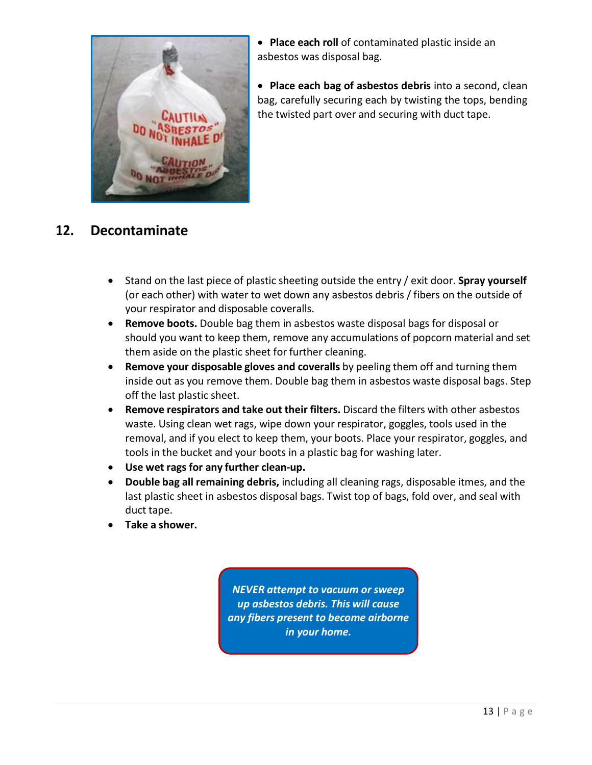- **Place each roll** of contaminated plastic inside an asbestos was disposal bag.
- **Place each bag of asbestos debris** into a second, clean bag, carefully securing each by twisting the tops, bending the twisted part over and securing with duct tape.

## 12. Decontaminate

- Stand on the last piece of plastic sheeting outside the entry / exit door. **Spray yourself** (or each other) with water to wet down any asbestos debris / fibers on the outside of your respirator and disposable coveralls.
- **Remove boots.** Double bag them in asbestos waste disposal bags for disposal or should you want to keep them, remove any accumulations of popcorn material and set them aside on the plastic sheet for further cleaning.
- **Remove your disposable gloves and coveralls** by peeling them off and turning them inside out as you remove them. Double bag them in asbestos waste disposal bags. Step off the last plastic sheet.
- **Remove respirators and take out their filters.** Discard the filters with other asbestos waste. Using clean wet rags, wipe down your respirator, goggles, tools used in the removal, and if you elect to keep them, your boots. Place your respirator, goggles, and tools in the bucket and your boots in a plastic bag for washing later.
- **Use wet rags for any further clean-up.**
- **Double bag all remaining debris,** including all cleaning rags, disposable itmes, and the last plastic sheet in asbestos disposal bags. Twist top of bags, fold over, and seal with duct tape.
- **Take a shower.**

***NEVER attempt to vacuum or sweep up asbestos debris. This will cause any fibers present to become airborne in your home.***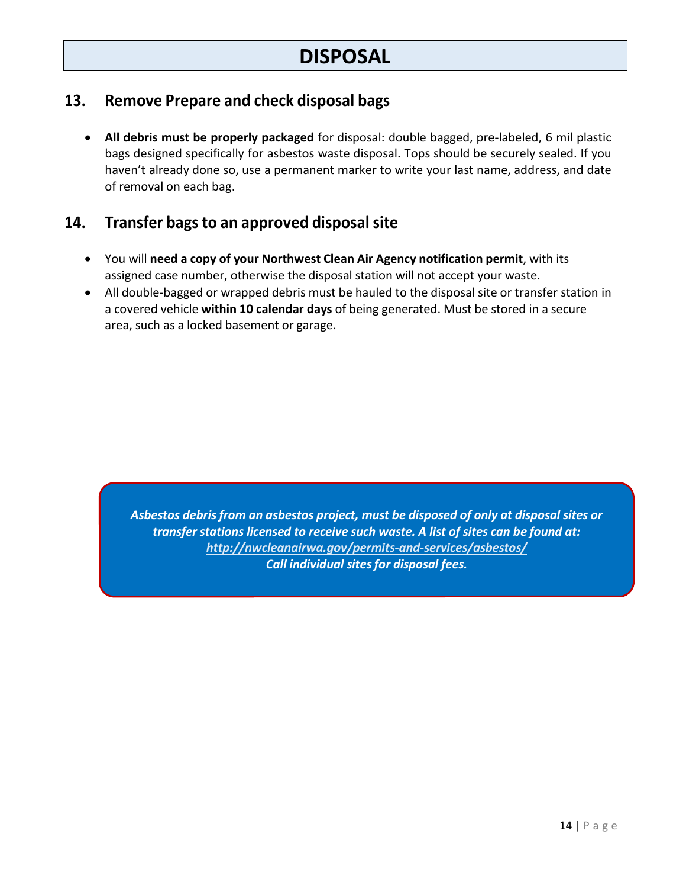# DISPOSAL

## 13. Remove Prepare and check disposal bags

- **All debris must be properly packaged** for disposal: double bagged, pre-labeled, 6 mil plastic bags designed specifically for asbestos waste disposal. Tops should be securely sealed. If you haven't already done so, use a permanent marker to write your last name, address, and date of removal on each bag.

## 14. Transfer bags to an approved disposal site

- You will **need a copy of your Northwest Clean Air Agency notification permit**, with its assigned case number, otherwise the disposal station will not accept your waste.
- All double-bagged or wrapped debris must be hauled to the disposal site or transfer station in a covered vehicle **within 10 calendar days** of being generated. Must be stored in a secure area, such as a locked basement or garage.

***Asbestos debris from an asbestos project, must be disposed of only at disposal sites or transfer stations licensed to receive such waste. A list of sites can be found at:***
***http://nwcleanairwa.gov/permits-and-services/asbestos/***
***Call individual sites for disposal fees.***